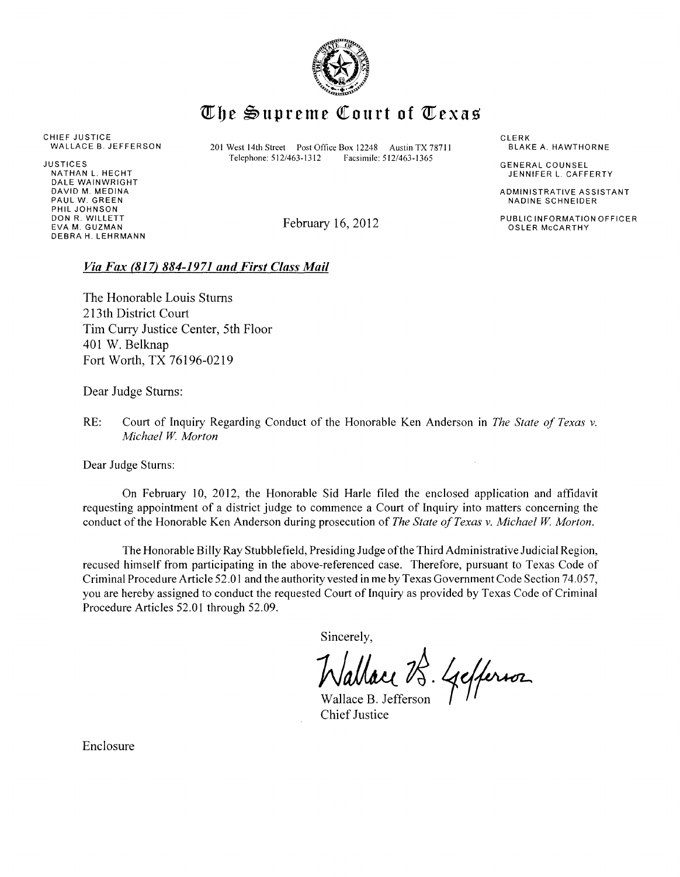# The Supreme Court of Texas

CHIEF JUSTICE
WALLACE B. JEFFERSON

JUSTICES
NATHAN L. HECHT
DALE WAINWRIGHT
DAVID M. MEDINA
PAUL W. GREEN
PHIL JOHNSON
DON R. WILLETT
EVA M. GUZMAN
DEBRA H. LEHRMANN

201 West 14th Street Post Office Box 12248 Austin TX 78711
Telephone: 512/463-1312 Facsimile: 512/463-1365

CLERK
BLAKE A. HAWTHORNE

GENERAL COUNSEL
JENNIFER L. CAFFERTY

ADMINISTRATIVE ASSISTANT
NADINE SCHNEIDER

PUBLIC INFORMATION OFFICER
OSLER McCARTHY

February 16, 2012

***Via Fax (817) 884-1971 and First Class Mail***

The Honorable Louis Sturns
213th District Court
Tim Curry Justice Center, 5th Floor
401 W. Belknap
Fort Worth, TX 76196-0219

Dear Judge Sturns:

RE: Court of Inquiry Regarding Conduct of the Honorable Ken Anderson in *The State of Texas v. Michael W. Morton*

Dear Judge Sturns:

On February 10, 2012, the Honorable Sid Harle filed the enclosed application and affidavit requesting appointment of a district judge to commence a Court of Inquiry into matters concerning the conduct of the Honorable Ken Anderson during prosecution of *The State of Texas v. Michael W. Morton.*

The Honorable Billy Ray Stubblefield, Presiding Judge of the Third Administrative Judicial Region, recused himself from participating in the above-referenced case. Therefore, pursuant to Texas Code of Criminal Procedure Article 52.01 and the authority vested in me by Texas Government Code Section 74.057, you are hereby assigned to conduct the requested Court of Inquiry as provided by Texas Code of Criminal Procedure Articles 52.01 through 52.09.

Sincerely,

Wallace B. Jefferson
Chief Justice

Enclosure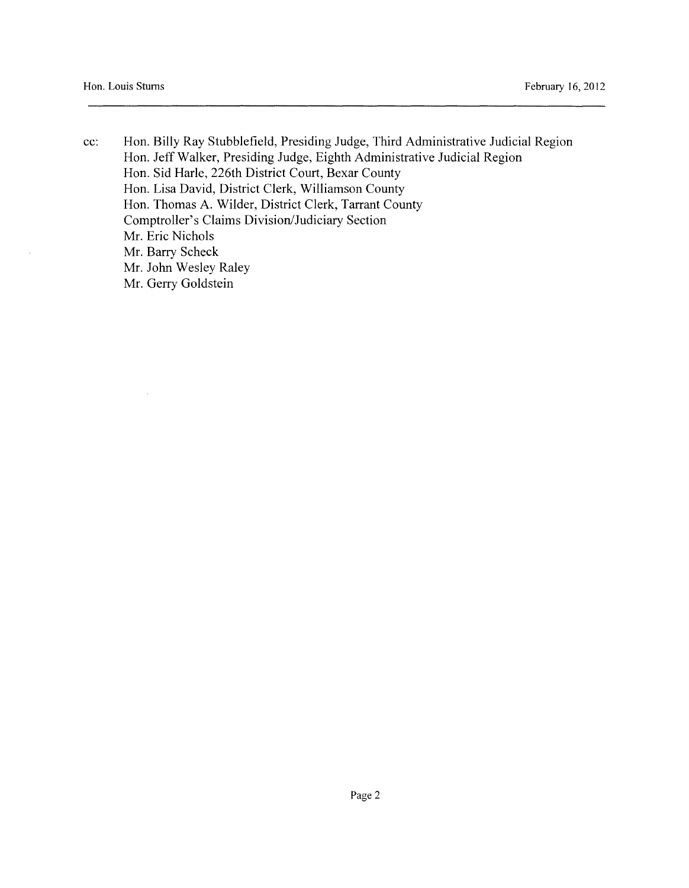cc: Hon. Billy Ray Stubblefield, Presiding Judge, Third Administrative Judicial Region
Hon. Jeff Walker, Presiding Judge, Eighth Administrative Judicial Region
Hon. Sid Harle, 226th District Court, Bexar County
Hon. Lisa David, District Clerk, Williamson County
Hon. Thomas A. Wilder, District Clerk, Tarrant County
Comptroller's Claims Division/Judiciary Section
Mr. Eric Nichols
Mr. Barry Scheck
Mr. John Wesley Raley
Mr. Gerry Goldstein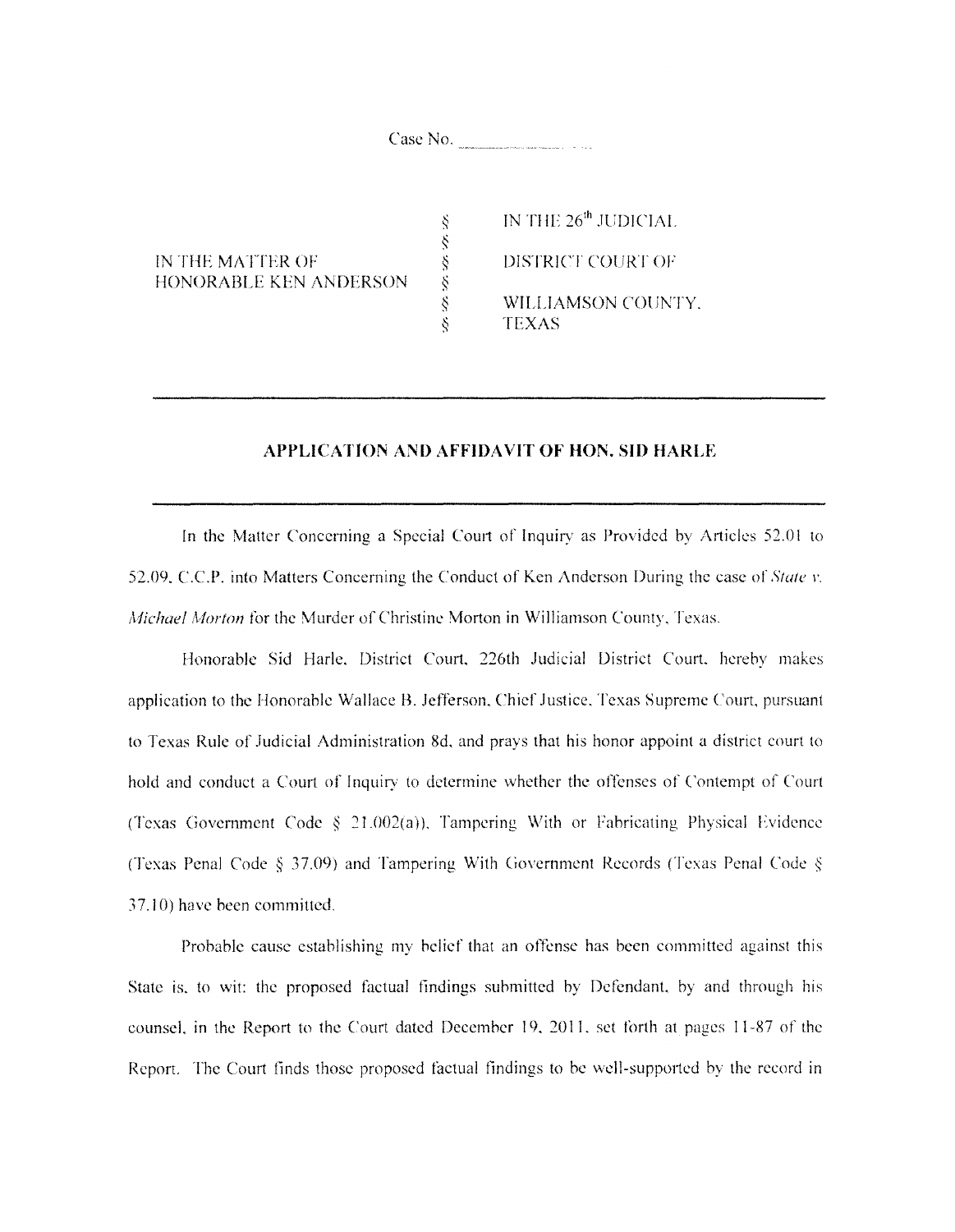Case No. \_\_\_\_\_\_\_\_\_\_\_\_\_\_

| | | |
|---|---|---|
| | § | IN THE 26[th] JUDICIAL |
| | § | |
| IN THE MATTER OF | § | DISTRICT COURT OF |
| HONORABLE KEN ANDERSON | § | |
| | § | WILLIAMSON COUNTY, |
| | § | TEXAS |

---

## APPLICATION AND AFFIDAVIT OF HON. SID HARLE

---

In the Matter Concerning a Special Court of Inquiry as Provided by Articles 52.01 to 52.09, C.C.P. into Matters Concerning the Conduct of Ken Anderson During the case of *State v. Michael Morton* for the Murder of Christine Morton in Williamson County, Texas.

Honorable Sid Harle, District Court, 226th Judicial District Court, hereby makes application to the Honorable Wallace B. Jefferson, Chief Justice, Texas Supreme Court, pursuant to Texas Rule of Judicial Administration 8d, and prays that his honor appoint a district court to hold and conduct a Court of Inquiry to determine whether the offenses of Contempt of Court (Texas Government Code § 21.002(a)), Tampering With or Fabricating Physical Evidence (Texas Penal Code § 37.09) and Tampering With Government Records (Texas Penal Code § 37.10) have been committed.

Probable cause establishing my belief that an offense has been committed against this State is, to wit: the proposed factual findings submitted by Defendant, by and through his counsel, in the Report to the Court dated December 19, 2011, set forth at pages 11-87 of the Report. The Court finds those proposed factual findings to be well-supported by the record in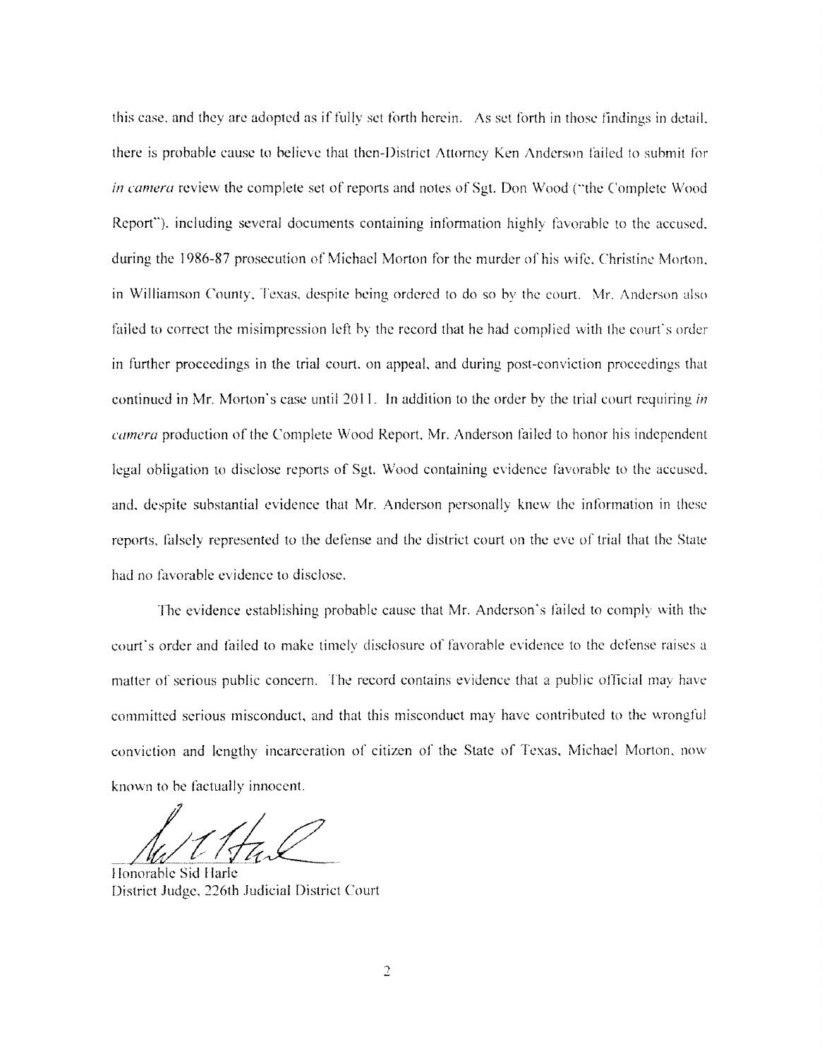this case, and they are adopted as if fully set forth herein. As set forth in those findings in detail, there is probable cause to believe that then-District Attorney Ken Anderson failed to submit for *in camera* review the complete set of reports and notes of Sgt. Don Wood ("the Complete Wood Report"), including several documents containing information highly favorable to the accused, during the 1986-87 prosecution of Michael Morton for the murder of his wife, Christine Morton, in Williamson County, Texas, despite being ordered to do so by the court. Mr. Anderson also failed to correct the misimpression left by the record that he had complied with the court's order in further proceedings in the trial court, on appeal, and during post-conviction proceedings that continued in Mr. Morton's case until 2011. In addition to the order by the trial court requiring *in camera* production of the Complete Wood Report, Mr. Anderson failed to honor his independent legal obligation to disclose reports of Sgt. Wood containing evidence favorable to the accused, and, despite substantial evidence that Mr. Anderson personally knew the information in these reports, falsely represented to the defense and the district court on the eve of trial that the State had no favorable evidence to disclose.

The evidence establishing probable cause that Mr. Anderson's failed to comply with the court's order and failed to make timely disclosure of favorable evidence to the defense raises a matter of serious public concern. The record contains evidence that a public official may have committed serious misconduct, and that this misconduct may have contributed to the wrongful conviction and lengthy incarceration of citizen of the State of Texas, Michael Morton, now known to be factually innocent.

Honorable Sid Harle
District Judge, 226th Judicial District Court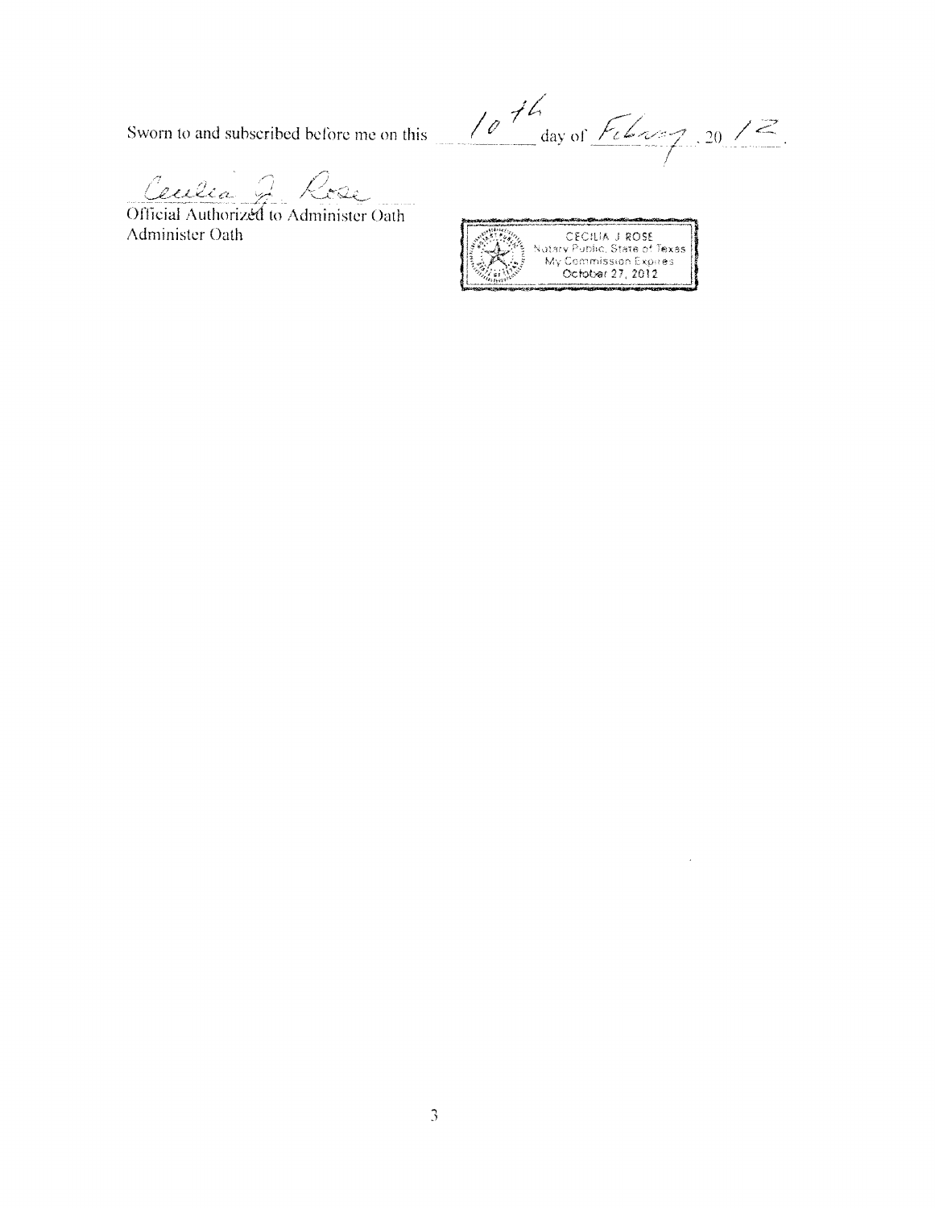Sworn to and subscribed before me on this 10th day of February, 20 12.

Cecilia J. Rose

Official Authorized to Administer Oath
Administer Oath

CECILIA J ROSE
Notary Public, State of Texas
My Commission Expires
October 27, 2012